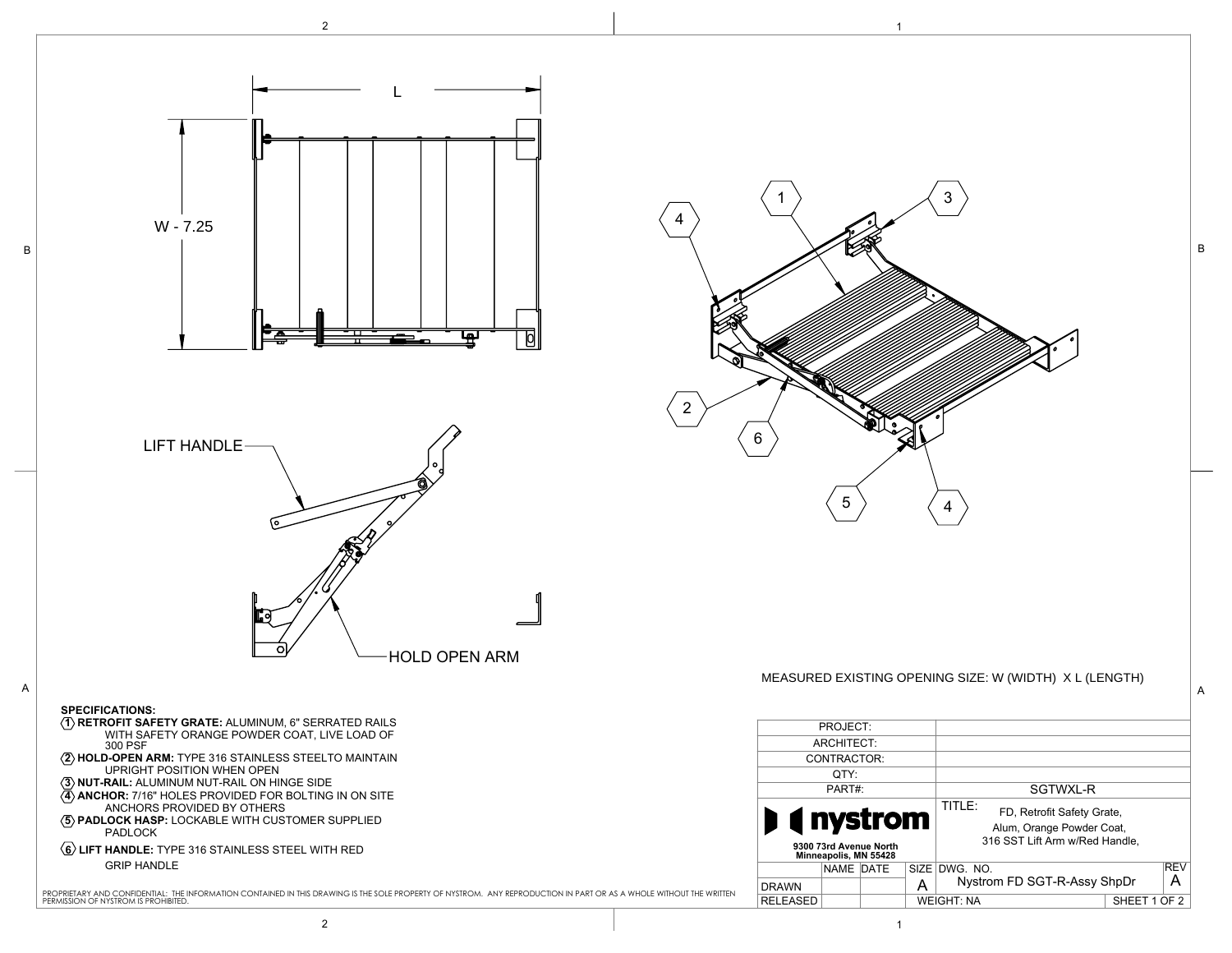L

W - 7.25

LIFT HANDLE

HOLD OPEN ARM

1 2 3 4 4 5 6

MEASURED EXISTING OPENING SIZE: W (WIDTH) X L (LENGTH)

**SPECIFICATIONS:**

1. **RETROFIT SAFETY GRATE:** ALUMINUM, 6" SERRATED RAILS WITH SAFETY ORANGE POWDER COAT, LIVE LOAD OF 300 PSF
2. **HOLD-OPEN ARM:** TYPE 316 STAINLESS STEELTO MAINTAIN UPRIGHT POSITION WHEN OPEN
3. **NUT-RAIL:** ALUMINUM NUT-RAIL ON HINGE SIDE
4. **ANCHOR:** 7/16" HOLES PROVIDED FOR BOLTING IN ON SITE ANCHORS PROVIDED BY OTHERS
5. **PADLOCK HASP:** LOCKABLE WITH CUSTOMER SUPPLIED PADLOCK
6. **LIFT HANDLE:** TYPE 316 STAINLESS STEEL WITH RED GRIP HANDLE

PROPRIETARY AND CONFIDENTIAL: THE INFORMATION CONTAINED IN THIS DRAWING IS THE SOLE PROPERTY OF NYSTROM. ANY REPRODUCTION IN PART OR AS A WHOLE WITHOUT THE WRITTEN PERMISSION OF NYSTROM IS PROHIBITED.

| PROJECT: | |
|---|---|
| ARCHITECT: | |
| CONTRACTOR: | |
| QTY: | |
| PART#: | SGTWXL-R |
| nystrom 9300 73rd Avenue North Minneapolis, MN 55428 | TITLE: FD, Retrofit Safety Grate, Alum, Orange Powder Coat, 316 SST Lift Arm w/Red Handle, |

| | NAME | DATE | SIZE | DWG. NO. | REV |
|---|---|---|---|---|---|
| DRAWN | | | A | Nystrom FD SGT-R-Assy ShpDr | A |
| RELEASED | | | WEIGHT: NA | | SHEET 1 OF 2 |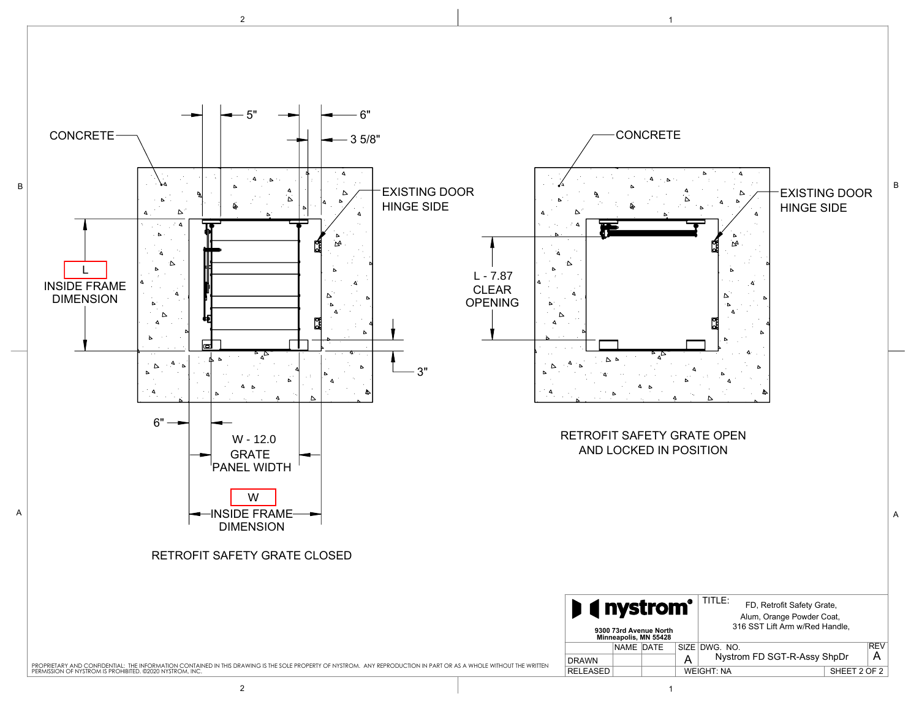CONCRETE

5"

6"

3 5/8"

EXISTING DOOR HINGE SIDE

L

INSIDE FRAME DIMENSION

3"

6"

W - 12.0

GRATE PANEL WIDTH

W

INSIDE FRAME DIMENSION

RETROFIT SAFETY GRATE CLOSED

CONCRETE

EXISTING DOOR HINGE SIDE

L - 7.87

CLEAR OPENING

RETROFIT SAFETY GRATE OPEN AND LOCKED IN POSITION

nystrom®

9300 73rd Avenue North
Minneapolis, MN 55428

TITLE: FD, Retrofit Safety Grate, Alum, Orange Powder Coat, 316 SST Lift Arm w/Red Handle,

| | NAME | DATE | SIZE | DWG. NO. | REV |
|---|---|---|---|---|---|
| DRAWN | | | A | Nystrom FD SGT-R-Assy ShpDr | A |
| RELEASED | | | WEIGHT: NA | | |

PROPRIETARY AND CONFIDENTIAL: THE INFORMATION CONTAINED IN THIS DRAWING IS THE SOLE PROPERTY OF NYSTROM. ANY REPRODUCTION IN PART OR AS A WHOLE WITHOUT THE WRITTEN PERMISSION OF NYSTROM IS PROHIBITED. ©2020 NYSTROM, INC.